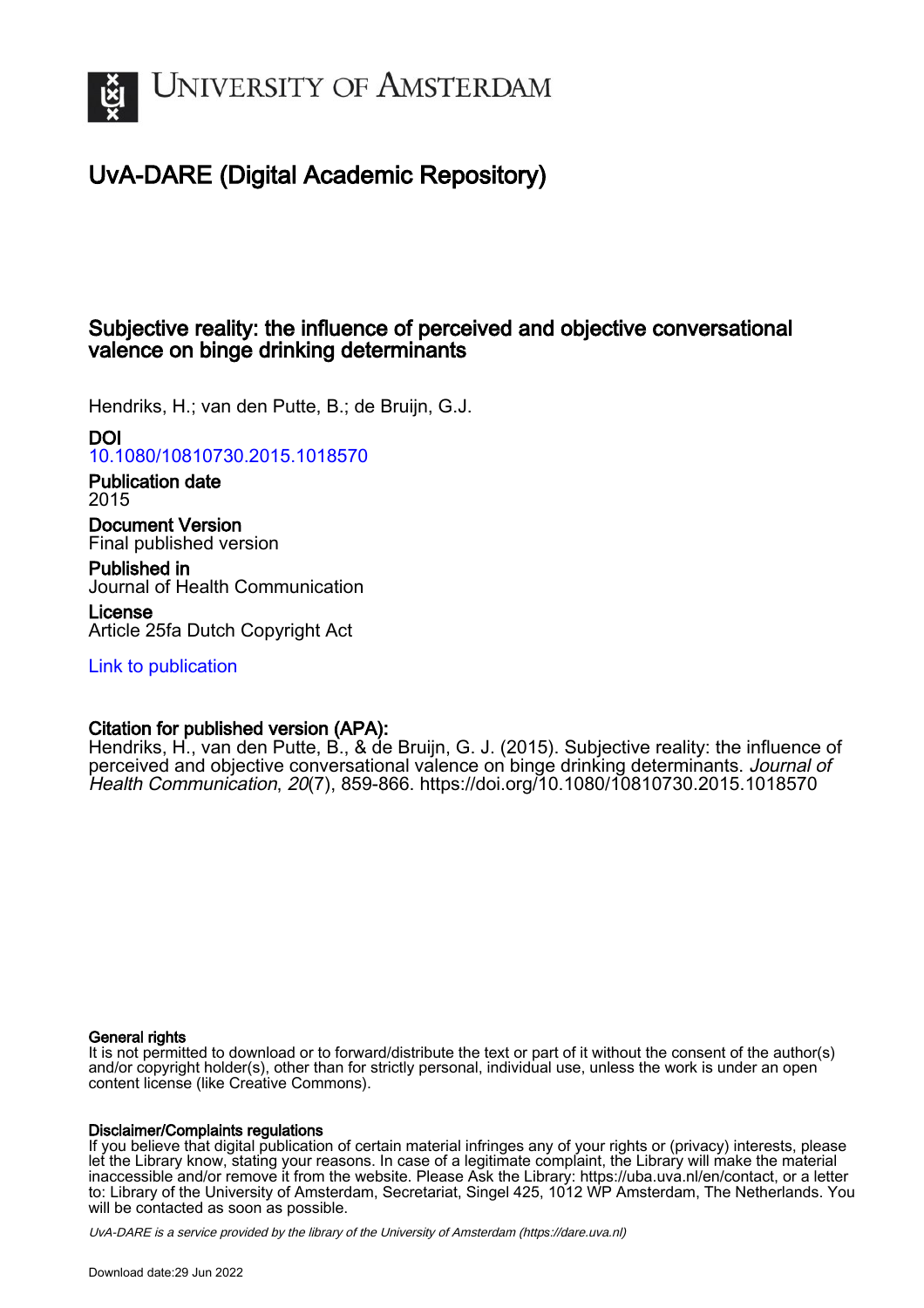# UvA-DARE (Digital Academic Repository)

## Subjective reality: the influence of perceived and objective conversational valence on binge drinking determinants

Hendriks, H.; van den Putte, B.; de Bruijn, G.J.

**DOI**
10.1080/10810730.2015.1018570

**Publication date**
2015

**Document Version**
Final published version

**Published in**
Journal of Health Communication

**License**
Article 25fa Dutch Copyright Act

Link to publication

**Citation for published version (APA):**
Hendriks, H., van den Putte, B., & de Bruijn, G. J. (2015). Subjective reality: the influence of perceived and objective conversational valence on binge drinking determinants. *Journal of Health Communication*, *20*(7), 859-866. https://doi.org/10.1080/10810730.2015.1018570

**General rights**
It is not permitted to download or to forward/distribute the text or part of it without the consent of the author(s) and/or copyright holder(s), other than for strictly personal, individual use, unless the work is under an open content license (like Creative Commons).

**Disclaimer/Complaints regulations**
If you believe that digital publication of certain material infringes any of your rights or (privacy) interests, please let the Library know, stating your reasons. In case of a legitimate complaint, the Library will make the material inaccessible and/or remove it from the website. Please Ask the Library: https://uba.uva.nl/en/contact, or a letter to: Library of the University of Amsterdam, Secretariat, Singel 425, 1012 WP Amsterdam, The Netherlands. You will be contacted as soon as possible.

UvA-DARE is a service provided by the library of the University of Amsterdam (https://dare.uva.nl)

Download date:29 Jun 2022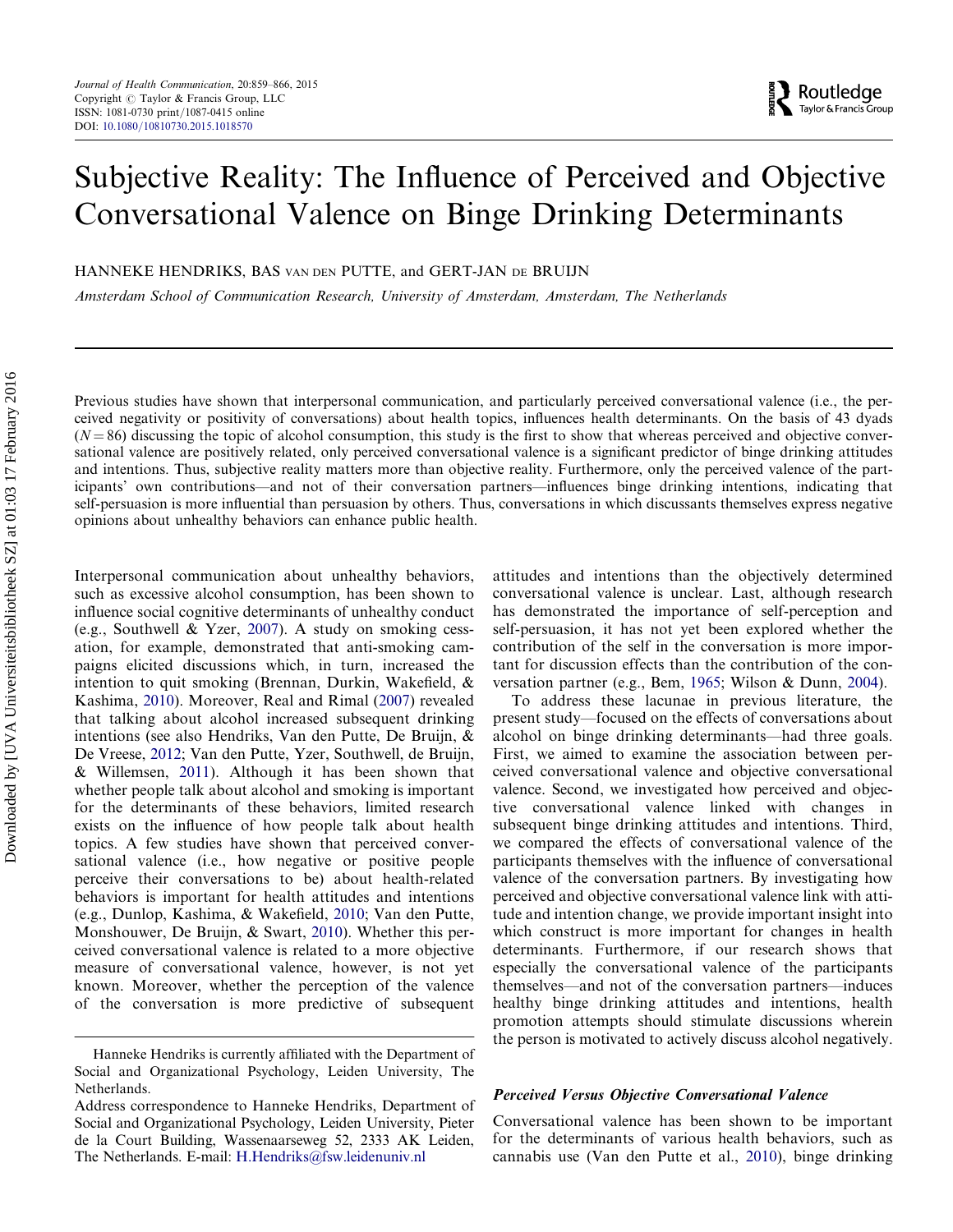# Subjective Reality: The Influence of Perceived and Objective Conversational Valence on Binge Drinking Determinants

HANNEKE HENDRIKS, BAS VAN DEN PUTTE, and GERT-JAN DE BRUIJN

*Amsterdam School of Communication Research, University of Amsterdam, Amsterdam, The Netherlands*

Previous studies have shown that interpersonal communication, and particularly perceived conversational valence (i.e., the perceived negativity or positivity of conversations) about health topics, influences health determinants. On the basis of 43 dyads ($N = 86$) discussing the topic of alcohol consumption, this study is the first to show that whereas perceived and objective conversational valence are positively related, only perceived conversational valence is a significant predictor of binge drinking attitudes and intentions. Thus, subjective reality matters more than objective reality. Furthermore, only the perceived valence of the participants' own contributions—and not of their conversation partners—influences binge drinking intentions, indicating that self-persuasion is more influential than persuasion by others. Thus, conversations in which discussants themselves express negative opinions about unhealthy behaviors can enhance public health.

Interpersonal communication about unhealthy behaviors, such as excessive alcohol consumption, has been shown to influence social cognitive determinants of unhealthy conduct (e.g., Southwell & Yzer, 2007). A study on smoking cessation, for example, demonstrated that anti-smoking campaigns elicited discussions which, in turn, increased the intention to quit smoking (Brennan, Durkin, Wakefield, & Kashima, 2010). Moreover, Real and Rimal (2007) revealed that talking about alcohol increased subsequent drinking intentions (see also Hendriks, Van den Putte, De Bruijn, & De Vreese, 2012; Van den Putte, Yzer, Southwell, de Bruijn, & Willemsen, 2011). Although it has been shown that whether people talk about alcohol and smoking is important for the determinants of these behaviors, limited research exists on the influence of how people talk about health topics. A few studies have shown that perceived conversational valence (i.e., how negative or positive people perceive their conversations to be) about health-related behaviors is important for health attitudes and intentions (e.g., Dunlop, Kashima, & Wakefield, 2010; Van den Putte, Monshouwer, De Bruijn, & Swart, 2010). Whether this perceived conversational valence is related to a more objective measure of conversational valence, however, is not yet known. Moreover, whether the perception of the valence of the conversation is more predictive of subsequent attitudes and intentions than the objectively determined conversational valence is unclear. Last, although research has demonstrated the importance of self-perception and self-persuasion, it has not yet been explored whether the contribution of the self in the conversation is more important for discussion effects than the contribution of the conversation partner (e.g., Bem, 1965; Wilson & Dunn, 2004).

To address these lacunae in previous literature, the present study—focused on the effects of conversations about alcohol on binge drinking determinants—had three goals. First, we aimed to examine the association between perceived conversational valence and objective conversational valence. Second, we investigated how perceived and objective conversational valence linked with changes in subsequent binge drinking attitudes and intentions. Third, we compared the effects of conversational valence of the participants themselves with the influence of conversational valence of the conversation partners. By investigating how perceived and objective conversational valence link with attitude and intention change, we provide important insight into which construct is more important for changes in health determinants. Furthermore, if our research shows that especially the conversational valence of the participants themselves—and not of the conversation partners—induces healthy binge drinking attitudes and intentions, health promotion attempts should stimulate discussions wherein the person is motivated to actively discuss alcohol negatively.

### Perceived Versus Objective Conversational Valence

Conversational valence has been shown to be important for the determinants of various health behaviors, such as cannabis use (Van den Putte et al., 2010), binge drinking

Hanneke Hendriks is currently affiliated with the Department of Social and Organizational Psychology, Leiden University, The Netherlands.

Address correspondence to Hanneke Hendriks, Department of Social and Organizational Psychology, Leiden University, Pieter de la Court Building, Wassenaarseweg 52, 2333 AK Leiden, The Netherlands. E-mail: H.Hendriks@fsw.leidenuniv.nl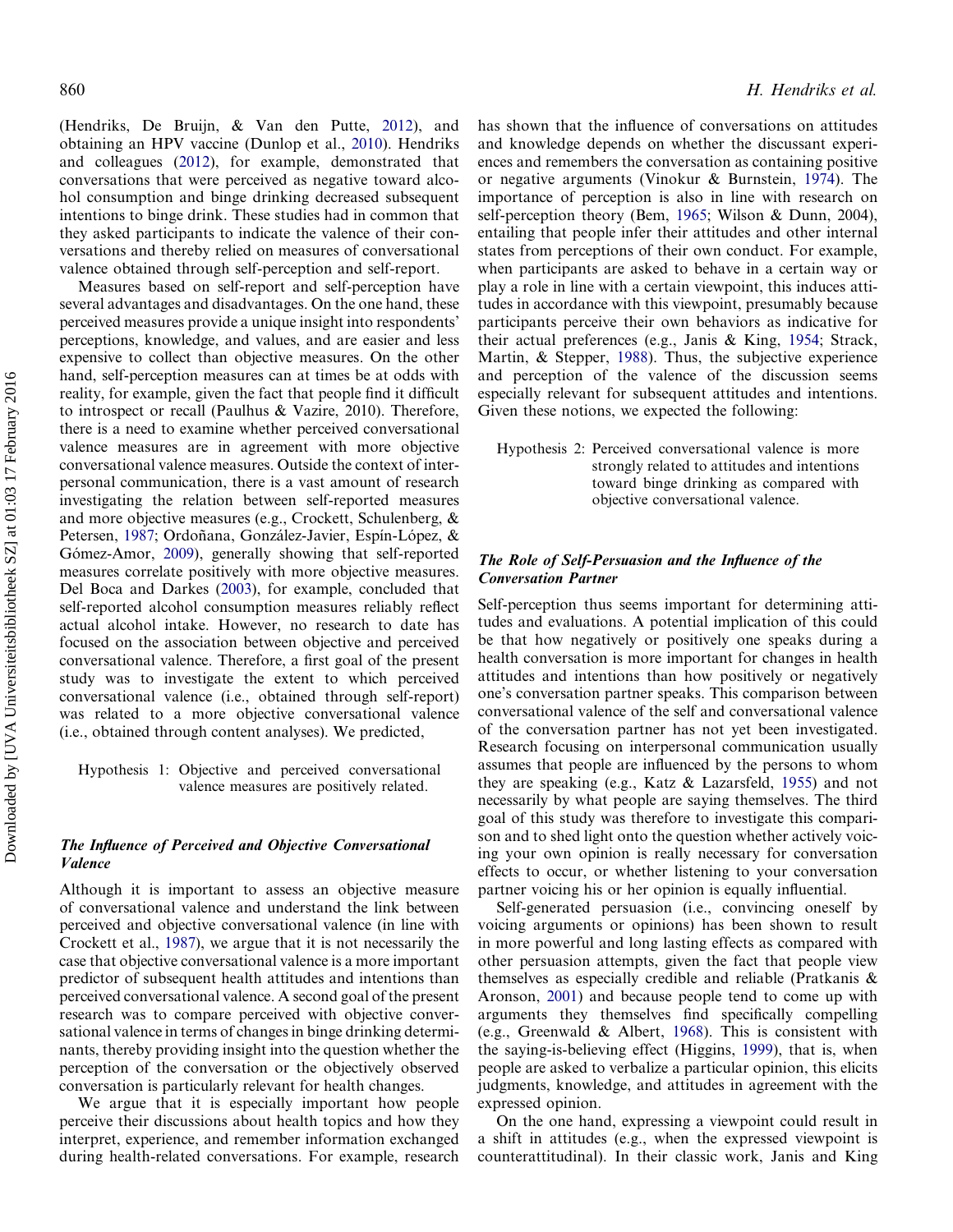(Hendriks, De Bruijn, & Van den Putte, 2012), and obtaining an HPV vaccine (Dunlop et al., 2010). Hendriks and colleagues (2012), for example, demonstrated that conversations that were perceived as negative toward alcohol consumption and binge drinking decreased subsequent intentions to binge drink. These studies had in common that they asked participants to indicate the valence of their conversations and thereby relied on measures of conversational valence obtained through self-perception and self-report.

Measures based on self-report and self-perception have several advantages and disadvantages. On the one hand, these perceived measures provide a unique insight into respondents' perceptions, knowledge, and values, and are easier and less expensive to collect than objective measures. On the other hand, self-perception measures can at times be at odds with reality, for example, given the fact that people find it difficult to introspect or recall (Paulhus & Vazire, 2010). Therefore, there is a need to examine whether perceived conversational valence measures are in agreement with more objective conversational valence measures. Outside the context of interpersonal communication, there is a vast amount of research investigating the relation between self-reported measures and more objective measures (e.g., Crockett, Schulenberg, & Petersen, 1987; Ordoñana, González-Javier, Espín-López, & Gómez-Amor, 2009), generally showing that self-reported measures correlate positively with more objective measures. Del Boca and Darkes (2003), for example, concluded that self-reported alcohol consumption measures reliably reflect actual alcohol intake. However, no research to date has focused on the association between objective and perceived conversational valence. Therefore, a first goal of the present study was to investigate the extent to which perceived conversational valence (i.e., obtained through self-report) was related to a more objective conversational valence (i.e., obtained through content analyses). We predicted,

> Hypothesis 1: Objective and perceived conversational valence measures are positively related.

### The Influence of Perceived and Objective Conversational Valence

Although it is important to assess an objective measure of conversational valence and understand the link between perceived and objective conversational valence (in line with Crockett et al., 1987), we argue that it is not necessarily the case that objective conversational valence is a more important predictor of subsequent health attitudes and intentions than perceived conversational valence. A second goal of the present research was to compare perceived with objective conversational valence in terms of changes in binge drinking determinants, thereby providing insight into the question whether the perception of the conversation or the objectively observed conversation is particularly relevant for health changes.

We argue that it is especially important how people perceive their discussions about health topics and how they interpret, experience, and remember information exchanged during health-related conversations. For example, research has shown that the influence of conversations on attitudes and knowledge depends on whether the discussant experiences and remembers the conversation as containing positive or negative arguments (Vinokur & Burnstein, 1974). The importance of perception is also in line with research on self-perception theory (Bem, 1965; Wilson & Dunn, 2004), entailing that people infer their attitudes and other internal states from perceptions of their own conduct. For example, when participants are asked to behave in a certain way or play a role in line with a certain viewpoint, this induces attitudes in accordance with this viewpoint, presumably because participants perceive their own behaviors as indicative for their actual preferences (e.g., Janis & King, 1954; Strack, Martin, & Stepper, 1988). Thus, the subjective experience and perception of the valence of the discussion seems especially relevant for subsequent attitudes and intentions. Given these notions, we expected the following:

> Hypothesis 2: Perceived conversational valence is more strongly related to attitudes and intentions toward binge drinking as compared with objective conversational valence.

### The Role of Self-Persuasion and the Influence of the Conversation Partner

Self-perception thus seems important for determining attitudes and evaluations. A potential implication of this could be that how negatively or positively one speaks during a health conversation is more important for changes in health attitudes and intentions than how positively or negatively one's conversation partner speaks. This comparison between conversational valence of the self and conversational valence of the conversation partner has not yet been investigated. Research focusing on interpersonal communication usually assumes that people are influenced by the persons to whom they are speaking (e.g., Katz & Lazarsfeld, 1955) and not necessarily by what people are saying themselves. The third goal of this study was therefore to investigate this comparison and to shed light onto the question whether actively voicing your own opinion is really necessary for conversation effects to occur, or whether listening to your conversation partner voicing his or her opinion is equally influential.

Self-generated persuasion (i.e., convincing oneself by voicing arguments or opinions) has been shown to result in more powerful and long lasting effects as compared with other persuasion attempts, given the fact that people view themselves as especially credible and reliable (Pratkanis & Aronson, 2001) and because people tend to come up with arguments they themselves find specifically compelling (e.g., Greenwald & Albert, 1968). This is consistent with the saying-is-believing effect (Higgins, 1999), that is, when people are asked to verbalize a particular opinion, this elicits judgments, knowledge, and attitudes in agreement with the expressed opinion.

On the one hand, expressing a viewpoint could result in a shift in attitudes (e.g., when the expressed viewpoint is counterattitudinal). In their classic work, Janis and King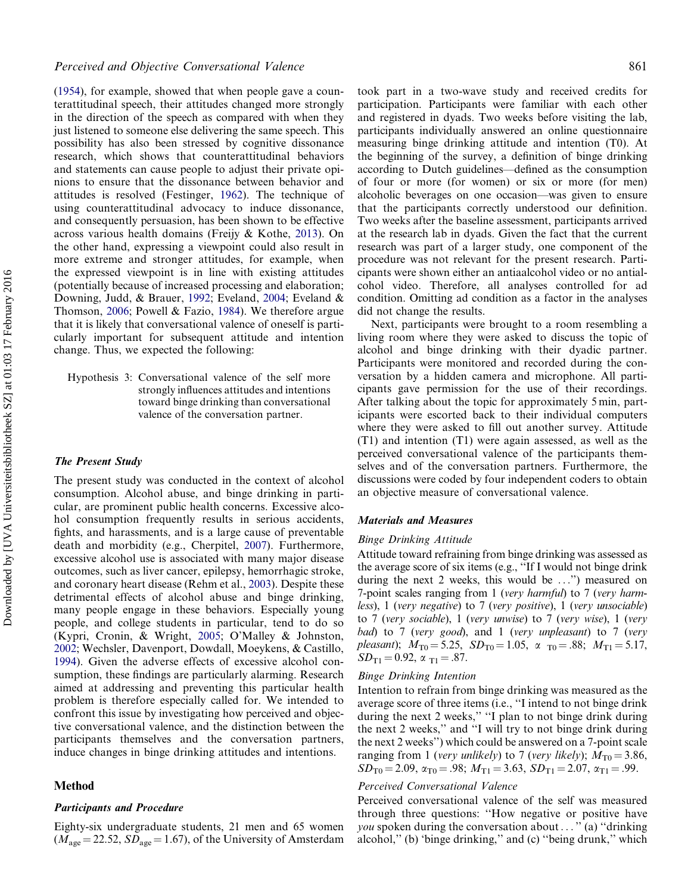(1954), for example, showed that when people gave a counterattitudinal speech, their attitudes changed more strongly in the direction of the speech as compared with when they just listened to someone else delivering the same speech. This possibility has also been stressed by cognitive dissonance research, which shows that counterattitudinal behaviors and statements can cause people to adjust their private opinions to ensure that the dissonance between behavior and attitudes is resolved (Festinger, 1962). The technique of using counterattitudinal advocacy to induce dissonance, and consequently persuasion, has been shown to be effective across various health domains (Freijy & Kothe, 2013). On the other hand, expressing a viewpoint could also result in more extreme and stronger attitudes, for example, when the expressed viewpoint is in line with existing attitudes (potentially because of increased processing and elaboration; Downing, Judd, & Brauer, 1992; Eveland, 2004; Eveland & Thomson, 2006; Powell & Fazio, 1984). We therefore argue that it is likely that conversational valence of oneself is particularly important for subsequent attitude and intention change. Thus, we expected the following:

> Hypothesis 3: Conversational valence of the self more strongly influences attitudes and intentions toward binge drinking than conversational valence of the conversation partner.

### The Present Study

The present study was conducted in the context of alcohol consumption. Alcohol abuse, and binge drinking in particular, are prominent public health concerns. Excessive alcohol consumption frequently results in serious accidents, fights, and harassments, and is a large cause of preventable death and morbidity (e.g., Cherpitel, 2007). Furthermore, excessive alcohol use is associated with many major disease outcomes, such as liver cancer, epilepsy, hemorrhagic stroke, and coronary heart disease (Rehm et al., 2003). Despite these detrimental effects of alcohol abuse and binge drinking, many people engage in these behaviors. Especially young people, and college students in particular, tend to do so (Kypri, Cronin, & Wright, 2005; O'Malley & Johnston, 2002; Wechsler, Davenport, Dowdall, Moeykens, & Castillo, 1994). Given the adverse effects of excessive alcohol consumption, these findings are particularly alarming. Research aimed at addressing and preventing this particular health problem is therefore especially called for. We intended to confront this issue by investigating how perceived and objective conversational valence, and the distinction between the participants themselves and the conversation partners, induce changes in binge drinking attitudes and intentions.

## Method

### Participants and Procedure

Eighty-six undergraduate students, 21 men and 65 women ($M_{age} = 22.52$, $SD_{age} = 1.67$), of the University of Amsterdam took part in a two-wave study and received credits for participation. Participants were familiar with each other and registered in dyads. Two weeks before visiting the lab, participants individually answered an online questionnaire measuring binge drinking attitude and intention (T0). At the beginning of the survey, a definition of binge drinking according to Dutch guidelines—defined as the consumption of four or more (for women) or six or more (for men) alcoholic beverages on one occasion—was given to ensure that the participants correctly understood our definition. Two weeks after the baseline assessment, participants arrived at the research lab in dyads. Given the fact that the current research was part of a larger study, one component of the procedure was not relevant for the present research. Participants were shown either an antialcohol video or no antialcohol video. Therefore, all analyses controlled for ad condition. Omitting ad condition as a factor in the analyses did not change the results.

Next, participants were brought to a room resembling a living room where they were asked to discuss the topic of alcohol and binge drinking with their dyadic partner. Participants were monitored and recorded during the conversation by a hidden camera and microphone. All participants gave permission for the use of their recordings. After talking about the topic for approximately 5 min, participants were escorted back to their individual computers where they were asked to fill out another survey. Attitude (T1) and intention (T1) were again assessed, as well as the perceived conversational valence of the participants themselves and of the conversation partners. Furthermore, the discussions were coded by four independent coders to obtain an objective measure of conversational valence.

### Materials and Measures

*Binge Drinking Attitude*

Attitude toward refraining from binge drinking was assessed as the average score of six items (e.g., "If I would not binge drink during the next 2 weeks, this would be ...") measured on 7-point scales ranging from 1 (*very harmful*) to 7 (*very harmless*), 1 (*very negative*) to 7 (*very positive*), 1 (*very unsociable*) to 7 (*very sociable*), 1 (*very unwise*) to 7 (*very wise*), 1 (*very bad*) to 7 (*very good*), and 1 (*very unpleasant*) to 7 (*very pleasant*); $M_{T0} = 5.25$, $SD_{T0} = 1.05$, $\alpha_{T0} = .88$; $M_{T1} = 5.17$, $SD_{T1} = 0.92$, $\alpha_{T1} = .87$.

*Binge Drinking Intention*

Intention to refrain from binge drinking was measured as the average score of three items (i.e., "I intend to not binge drink during the next 2 weeks," "I plan to not binge drink during the next 2 weeks," and "I will try to not binge drink during the next 2 weeks") which could be answered on a 7-point scale ranging from 1 (*very unlikely*) to 7 (*very likely*); $M_{T0} = 3.86$, $SD_{T0} = 2.09$, $\alpha_{T0} = .98$; $M_{T1} = 3.63$, $SD_{T1} = 2.07$, $\alpha_{T1} = .99$.

*Perceived Conversational Valence*

Perceived conversational valence of the self was measured through three questions: "How negative or positive have *you* spoken during the conversation about ..." (a) "drinking alcohol," (b) 'binge drinking," and (c) "being drunk," which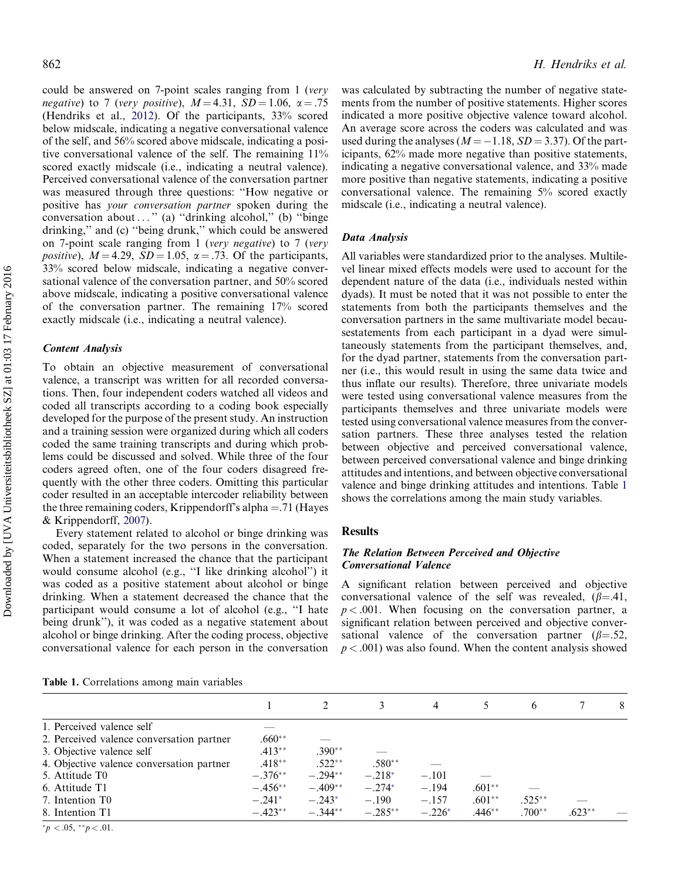could be answered on 7-point scales ranging from 1 (*very negative*) to 7 (*very positive*), $M = 4.31$, $SD = 1.06$, $\alpha = .75$ (Hendriks et al., 2012). Of the participants, 33% scored below midscale, indicating a negative conversational valence of the self, and 56% scored above midscale, indicating a positive conversational valence of the self. The remaining 11% scored exactly midscale (i.e., indicating a neutral valence). Perceived conversational valence of the conversation partner was measured through three questions: "How negative or positive has *your conversation partner* spoken during the conversation about ..." (a) "drinking alcohol," (b) "binge drinking," and (c) "being drunk," which could be answered on 7-point scale ranging from 1 (*very negative*) to 7 (*very positive*), $M = 4.29$, $SD = 1.05$, $\alpha = .73$. Of the participants, 33% scored below midscale, indicating a negative conversational valence of the conversation partner, and 50% scored above midscale, indicating a positive conversational valence of the conversation partner. The remaining 17% scored exactly midscale (i.e., indicating a neutral valence).

### *Content Analysis*

To obtain an objective measurement of conversational valence, a transcript was written for all recorded conversations. Then, four independent coders watched all videos and coded all transcripts according to a coding book especially developed for the purpose of the present study. An instruction and a training session were organized during which all coders coded the same training transcripts and during which problems could be discussed and solved. While three of the four coders agreed often, one of the four coders disagreed frequently with the other three coders. Omitting this particular coder resulted in an acceptable intercoder reliability between the three remaining coders, Krippendorff's alpha =.71 (Hayes & Krippendorff, 2007).

Every statement related to alcohol or binge drinking was coded, separately for the two persons in the conversation. When a statement increased the chance that the participant would consume alcohol (e.g., "I like drinking alcohol") it was coded as a positive statement about alcohol or binge drinking. When a statement decreased the chance that the participant would consume a lot of alcohol (e.g., "I hate being drunk"), it was coded as a negative statement about alcohol or binge drinking. After the coding process, objective conversational valence for each person in the conversation was calculated by subtracting the number of negative statements from the number of positive statements. Higher scores indicated a more positive objective valence toward alcohol. An average score across the coders was calculated and was used during the analyses ($M = -1.18$, $SD = 3.37$). Of the participants, 62% made more negative than positive statements, indicating a negative conversational valence, and 33% made more positive than negative statements, indicating a positive conversational valence. The remaining 5% scored exactly midscale (i.e., indicating a neutral valence).

### *Data Analysis*

All variables were standardized prior to the analyses. Multilevel linear mixed effects models were used to account for the dependent nature of the data (i.e., individuals nested within dyads). It must be noted that it was not possible to enter the statements from both the participants themselves and the conversation partners in the same multivariate model becausestatements from each participant in a dyad were simultaneously statements from the participant themselves, and, for the dyad partner, statements from the conversation partner (i.e., this would result in using the same data twice and thus inflate our results). Therefore, three univariate models were tested using conversational valence measures from the participants themselves and three univariate models were tested using conversational valence measures from the conversation partners. These three analyses tested the relation between objective and perceived conversational valence, between perceived conversational valence and binge drinking attitudes and intentions, and between objective conversational valence and binge drinking attitudes and intentions. Table 1 shows the correlations among the main study variables.

## Results

### *The Relation Between Perceived and Objective Conversational Valence*

A significant relation between perceived and objective conversational valence of the self was revealed, ($\beta$=.41, $p < .001$. When focusing on the conversation partner, a significant relation between perceived and objective conversational valence of the conversation partner ($\beta$=.52, $p < .001$) was also found. When the content analysis showed

**Table 1.** Correlations among main variables

| | 1 | 2 | 3 | 4 | 5 | 6 | 7 | 8 |
|---|---|---|---|---|---|---|---|---|
| 1. Perceived valence self | — | | | | | | | |
| 2. Perceived valence conversation partner | .660** | — | | | | | | |
| 3. Objective valence self | .413** | .390** | — | | | | | |
| 4. Objective valence conversation partner | .418** | .522** | .580** | — | | | | |
| 5. Attitude T0 | −.376** | −.294** | −.218* | −.101 | — | | | |
| 6. Attitude T1 | −.456** | −.409** | −.274* | −.194 | .601** | — | | |
| 7. Intention T0 | −.241* | −.243* | −.190 | −.157 | .601** | .525** | — | |
| 8. Intention T1 | −.423** | −.344** | −.285** | −.226* | .446** | .700** | .623** | — |

*$p < .05$, **$p < .01$.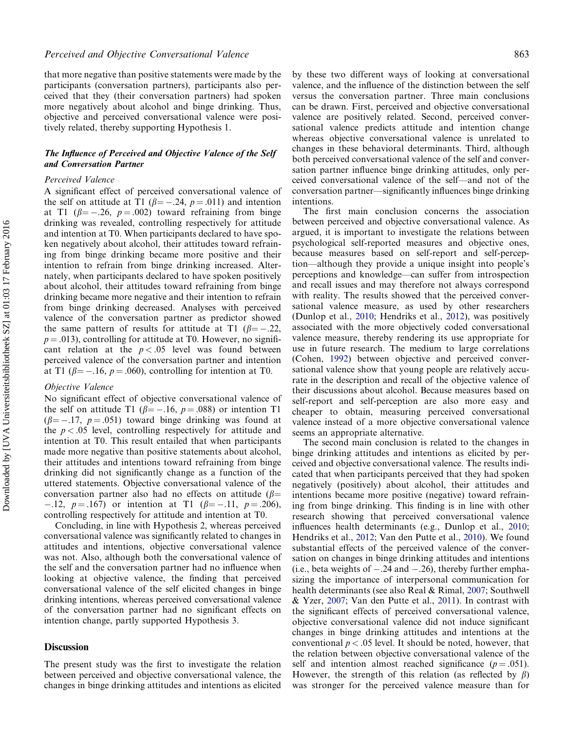that more negative than positive statements were made by the participants (conversation partners), participants also perceived that they (their conversation partners) had spoken more negatively about alcohol and binge drinking. Thus, objective and perceived conversational valence were positively related, thereby supporting Hypothesis 1.

### *The Influence of Perceived and Objective Valence of the Self and Conversation Partner*

#### *Perceived Valence*

A significant effect of perceived conversational valence of the self on attitude at T1 ($\beta = -.24$, $p = .011$) and intention at T1 ($\beta = -.26$, $p = .002$) toward refraining from binge drinking was revealed, controlling respectively for attitude and intention at T0. When participants declared to have spoken negatively about alcohol, their attitudes toward refraining from binge drinking became more positive and their intention to refrain from binge drinking increased. Alternately, when participants declared to have spoken positively about alcohol, their attitudes toward refraining from binge drinking became more negative and their intention to refrain from binge drinking decreased. Analyses with perceived valence of the conversation partner as predictor showed the same pattern of results for attitude at T1 ($\beta = -.22$, $p = .013$), controlling for attitude at T0. However, no significant relation at the $p < .05$ level was found between perceived valence of the conversation partner and intention at T1 ($\beta = -.16$, $p = .060$), controlling for intention at T0.

#### *Objective Valence*

No significant effect of objective conversational valence of the self on attitude T1 ($\beta = -.16$, $p = .088$) or intention T1 ($\beta = -.17$, $p = .051$) toward binge drinking was found at the $p < .05$ level, controlling respectively for attitude and intention at T0. This result entailed that when participants made more negative than positive statements about alcohol, their attitudes and intentions toward refraining from binge drinking did not significantly change as a function of the uttered statements. Objective conversational valence of the conversation partner also had no effects on attitude ($\beta = -.12$, $p = .167$) or intention at T1 ($\beta = -.11$, $p = .206$), controlling respectively for attitude and intention at T0.

Concluding, in line with Hypothesis 2, whereas perceived conversational valence was significantly related to changes in attitudes and intentions, objective conversational valence was not. Also, although both the conversational valence of the self and the conversation partner had no influence when looking at objective valence, the finding that perceived conversational valence of the self elicited changes in binge drinking intentions, whereas perceived conversational valence of the conversation partner had no significant effects on intention change, partly supported Hypothesis 3.

## Discussion

The present study was the first to investigate the relation between perceived and objective conversational valence, the changes in binge drinking attitudes and intentions as elicited by these two different ways of looking at conversational valence, and the influence of the distinction between the self versus the conversation partner. Three main conclusions can be drawn. First, perceived and objective conversational valence are positively related. Second, perceived conversational valence predicts attitude and intention change whereas objective conversational valence is unrelated to changes in these behavioral determinants. Third, although both perceived conversational valence of the self and conversation partner influence binge drinking attitudes, only perceived conversational valence of the self—and not of the conversation partner—significantly influences binge drinking intentions.

The first main conclusion concerns the association between perceived and objective conversational valence. As argued, it is important to investigate the relations between psychological self-reported measures and objective ones, because measures based on self-report and self-perception—although they provide a unique insight into people's perceptions and knowledge—can suffer from introspection and recall issues and may therefore not always correspond with reality. The results showed that the perceived conversational valence measure, as used by other researchers (Dunlop et al., 2010; Hendriks et al., 2012), was positively associated with the more objectively coded conversational valence measure, thereby rendering its use appropriate for use in future research. The medium to large correlations (Cohen, 1992) between objective and perceived conversational valence show that young people are relatively accurate in the description and recall of the objective valence of their discussions about alcohol. Because measures based on self-report and self-perception are also more easy and cheaper to obtain, measuring perceived conversational valence instead of a more objective conversational valence seems an appropriate alternative.

The second main conclusion is related to the changes in binge drinking attitudes and intentions as elicited by perceived and objective conversational valence. The results indicated that when participants perceived that they had spoken negatively (positively) about alcohol, their attitudes and intentions became more positive (negative) toward refraining from binge drinking. This finding is in line with other research showing that perceived conversational valence influences health determinants (e.g., Dunlop et al., 2010; Hendriks et al., 2012; Van den Putte et al., 2010). We found substantial effects of the perceived valence of the conversation on changes in binge drinking attitudes and intentions (i.e., beta weights of $-.24$ and $-.26$), thereby further emphasizing the importance of interpersonal communication for health determinants (see also Real & Rimal, 2007; Southwell & Yzer, 2007; Van den Putte et al., 2011). In contrast with the significant effects of perceived conversational valence, objective conversational valence did not induce significant changes in binge drinking attitudes and intentions at the conventional $p < .05$ level. It should be noted, however, that the relation between objective conversational valence of the self and intention almost reached significance ($p = .051$). However, the strength of this relation (as reflected by $\beta$) was stronger for the perceived valence measure than for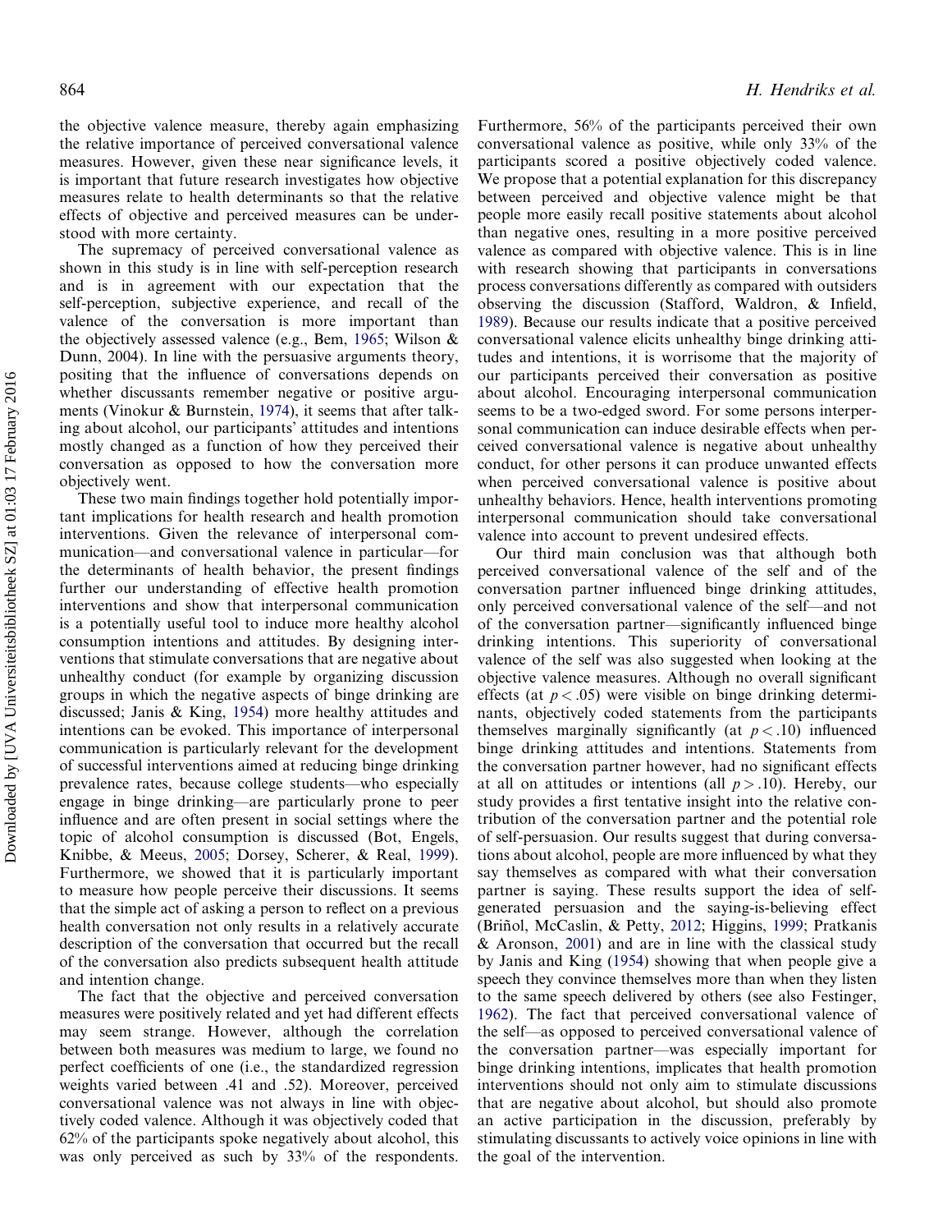the objective valence measure, thereby again emphasizing the relative importance of perceived conversational valence measures. However, given these near significance levels, it is important that future research investigates how objective measures relate to health determinants so that the relative effects of objective and perceived measures can be understood with more certainty.

The supremacy of perceived conversational valence as shown in this study is in line with self-perception research and is in agreement with our expectation that the self-perception, subjective experience, and recall of the valence of the conversation is more important than the objectively assessed valence (e.g., Bem, 1965; Wilson & Dunn, 2004). In line with the persuasive arguments theory, positing that the influence of conversations depends on whether discussants remember negative or positive arguments (Vinokur & Burnstein, 1974), it seems that after talking about alcohol, our participants' attitudes and intentions mostly changed as a function of how they perceived their conversation as opposed to how the conversation more objectively went.

These two main findings together hold potentially important implications for health research and health promotion interventions. Given the relevance of interpersonal communication—and conversational valence in particular—for the determinants of health behavior, the present findings further our understanding of effective health promotion interventions and show that interpersonal communication is a potentially useful tool to induce more healthy alcohol consumption intentions and attitudes. By designing interventions that stimulate conversations that are negative about unhealthy conduct (for example by organizing discussion groups in which the negative aspects of binge drinking are discussed; Janis & King, 1954) more healthy attitudes and intentions can be evoked. This importance of interpersonal communication is particularly relevant for the development of successful interventions aimed at reducing binge drinking prevalence rates, because college students—who especially engage in binge drinking—are particularly prone to peer influence and are often present in social settings where the topic of alcohol consumption is discussed (Bot, Engels, Knibbe, & Meeus, 2005; Dorsey, Scherer, & Real, 1999). Furthermore, we showed that it is particularly important to measure how people perceive their discussions. It seems that the simple act of asking a person to reflect on a previous health conversation not only results in a relatively accurate description of the conversation that occurred but the recall of the conversation also predicts subsequent health attitude and intention change.

The fact that the objective and perceived conversation measures were positively related and yet had different effects may seem strange. However, although the correlation between both measures was medium to large, we found no perfect coefficients of one (i.e., the standardized regression weights varied between .41 and .52). Moreover, perceived conversational valence was not always in line with objectively coded valence. Although it was objectively coded that 62% of the participants spoke negatively about alcohol, this was only perceived as such by 33% of the respondents. Furthermore, 56% of the participants perceived their own conversational valence as positive, while only 33% of the participants scored a positive objectively coded valence. We propose that a potential explanation for this discrepancy between perceived and objective valence might be that people more easily recall positive statements about alcohol than negative ones, resulting in a more positive perceived valence as compared with objective valence. This is in line with research showing that participants in conversations process conversations differently as compared with outsiders observing the discussion (Stafford, Waldron, & Infield, 1989). Because our results indicate that a positive perceived conversational valence elicits unhealthy binge drinking attitudes and intentions, it is worrisome that the majority of our participants perceived their conversation as positive about alcohol. Encouraging interpersonal communication seems to be a two-edged sword. For some persons interpersonal communication can induce desirable effects when perceived conversational valence is negative about unhealthy conduct, for other persons it can produce unwanted effects when perceived conversational valence is positive about unhealthy behaviors. Hence, health interventions promoting interpersonal communication should take conversational valence into account to prevent undesired effects.

Our third main conclusion was that although both perceived conversational valence of the self and of the conversation partner influenced binge drinking attitudes, only perceived conversational valence of the self—and not of the conversation partner—significantly influenced binge drinking intentions. This superiority of conversational valence of the self was also suggested when looking at the objective valence measures. Although no overall significant effects (at $p < .05$) were visible on binge drinking determinants, objectively coded statements from the participants themselves marginally significantly (at $p < .10$) influenced binge drinking attitudes and intentions. Statements from the conversation partner however, had no significant effects at all on attitudes or intentions (all $p > .10$). Hereby, our study provides a first tentative insight into the relative contribution of the conversation partner and the potential role of self-persuasion. Our results suggest that during conversations about alcohol, people are more influenced by what they say themselves as compared with what their conversation partner is saying. These results support the idea of self-generated persuasion and the saying-is-believing effect (Briñol, McCaslin, & Petty, 2012; Higgins, 1999; Pratkanis & Aronson, 2001) and are in line with the classical study by Janis and King (1954) showing that when people give a speech they convince themselves more than when they listen to the same speech delivered by others (see also Festinger, 1962). The fact that perceived conversational valence of the self—as opposed to perceived conversational valence of the conversation partner—was especially important for binge drinking intentions, implicates that health promotion interventions should not only aim to stimulate discussions that are negative about alcohol, but should also promote an active participation in the discussion, preferably by stimulating discussants to actively voice opinions in line with the goal of the intervention.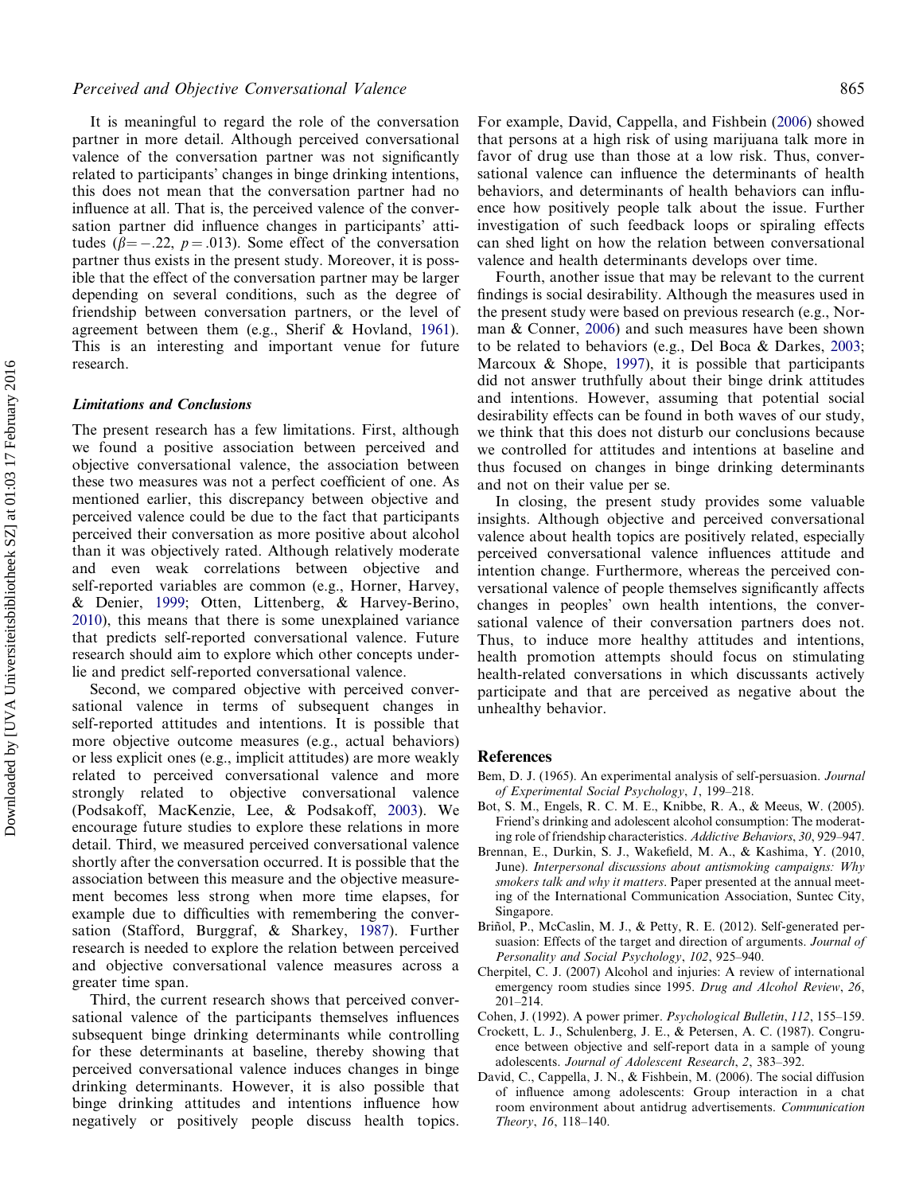It is meaningful to regard the role of the conversation partner in more detail. Although perceived conversational valence of the conversation partner was not significantly related to participants' changes in binge drinking intentions, this does not mean that the conversation partner had no influence at all. That is, the perceived valence of the conversation partner did influence changes in participants' attitudes ($\beta = -.22$, $p = .013$). Some effect of the conversation partner thus exists in the present study. Moreover, it is possible that the effect of the conversation partner may be larger depending on several conditions, such as the degree of friendship between conversation partners, or the level of agreement between them (e.g., Sherif & Hovland, 1961). This is an interesting and important venue for future research.

### Limitations and Conclusions

The present research has a few limitations. First, although we found a positive association between perceived and objective conversational valence, the association between these two measures was not a perfect coefficient of one. As mentioned earlier, this discrepancy between objective and perceived valence could be due to the fact that participants perceived their conversation as more positive about alcohol than it was objectively rated. Although relatively moderate and even weak correlations between objective and self-reported variables are common (e.g., Horner, Harvey, & Denier, 1999; Otten, Littenberg, & Harvey-Berino, 2010), this means that there is some unexplained variance that predicts self-reported conversational valence. Future research should aim to explore which other concepts underlie and predict self-reported conversational valence.

Second, we compared objective with perceived conversational valence in terms of subsequent changes in self-reported attitudes and intentions. It is possible that more objective outcome measures (e.g., actual behaviors) or less explicit ones (e.g., implicit attitudes) are more weakly related to perceived conversational valence and more strongly related to objective conversational valence (Podsakoff, MacKenzie, Lee, & Podsakoff, 2003). We encourage future studies to explore these relations in more detail. Third, we measured perceived conversational valence shortly after the conversation occurred. It is possible that the association between this measure and the objective measurement becomes less strong when more time elapses, for example due to difficulties with remembering the conversation (Stafford, Burggraf, & Sharkey, 1987). Further research is needed to explore the relation between perceived and objective conversational valence measures across a greater time span.

Third, the current research shows that perceived conversational valence of the participants themselves influences subsequent binge drinking determinants while controlling for these determinants at baseline, thereby showing that perceived conversational valence induces changes in binge drinking determinants. However, it is also possible that binge drinking attitudes and intentions influence how negatively or positively people discuss health topics. For example, David, Cappella, and Fishbein (2006) showed that persons at a high risk of using marijuana talk more in favor of drug use than those at a low risk. Thus, conversational valence can influence the determinants of health behaviors, and determinants of health behaviors can influence how positively people talk about the issue. Further investigation of such feedback loops or spiraling effects can shed light on how the relation between conversational valence and health determinants develops over time.

Fourth, another issue that may be relevant to the current findings is social desirability. Although the measures used in the present study were based on previous research (e.g., Norman & Conner, 2006) and such measures have been shown to be related to behaviors (e.g., Del Boca & Darkes, 2003; Marcoux & Shope, 1997), it is possible that participants did not answer truthfully about their binge drink attitudes and intentions. However, assuming that potential social desirability effects can be found in both waves of our study, we think that this does not disturb our conclusions because we controlled for attitudes and intentions at baseline and thus focused on changes in binge drinking determinants and not on their value per se.

In closing, the present study provides some valuable insights. Although objective and perceived conversational valence about health topics are positively related, especially perceived conversational valence influences attitude and intention change. Furthermore, whereas the perceived conversational valence of people themselves significantly affects changes in peoples' own health intentions, the conversational valence of their conversation partners does not. Thus, to induce more healthy attitudes and intentions, health promotion attempts should focus on stimulating health-related conversations in which discussants actively participate and that are perceived as negative about the unhealthy behavior.

## References

Bem, D. J. (1965). An experimental analysis of self-persuasion. *Journal of Experimental Social Psychology*, *1*, 199–218.

Bot, S. M., Engels, R. C. M. E., Knibbe, R. A., & Meeus, W. (2005). Friend's drinking and adolescent alcohol consumption: The moderating role of friendship characteristics. *Addictive Behaviors*, *30*, 929–947.

Brennan, E., Durkin, S. J., Wakefield, M. A., & Kashima, Y. (2010, June). *Interpersonal discussions about antismoking campaigns: Why smokers talk and why it matters*. Paper presented at the annual meeting of the International Communication Association, Suntec City, Singapore.

Briñol, P., McCaslin, M. J., & Petty, R. E. (2012). Self-generated persuasion: Effects of the target and direction of arguments. *Journal of Personality and Social Psychology*, *102*, 925–940.

Cherpitel, C. J. (2007) Alcohol and injuries: A review of international emergency room studies since 1995. *Drug and Alcohol Review*, *26*, 201–214.

Cohen, J. (1992). A power primer. *Psychological Bulletin*, *112*, 155–159.

Crockett, L. J., Schulenberg, J. E., & Petersen, A. C. (1987). Congruence between objective and self-report data in a sample of young adolescents. *Journal of Adolescent Research*, *2*, 383–392.

David, C., Cappella, J. N., & Fishbein, M. (2006). The social diffusion of influence among adolescents: Group interaction in a chat room environment about antidrug advertisements. *Communication Theory*, *16*, 118–140.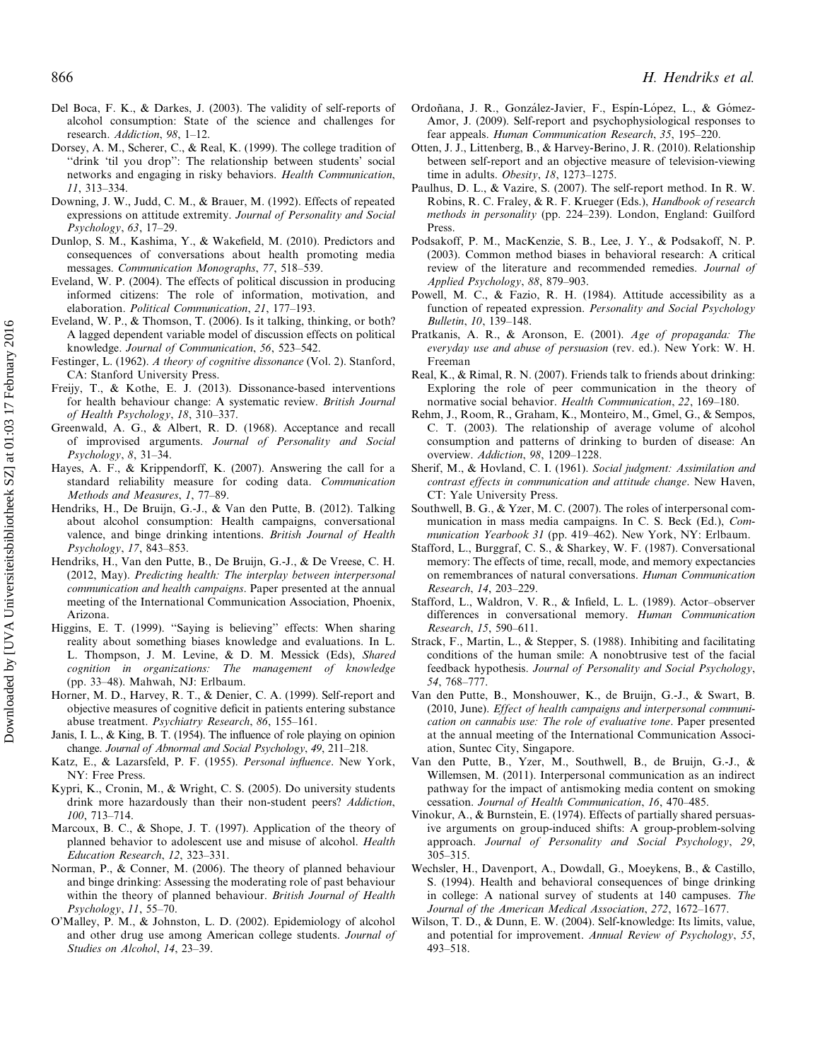Del Boca, F. K., & Darkes, J. (2003). The validity of self-reports of alcohol consumption: State of the science and challenges for research. *Addiction*, *98*, 1–12.

Dorsey, A. M., Scherer, C., & Real, K. (1999). The college tradition of ''drink 'til you drop'': The relationship between students' social networks and engaging in risky behaviors. *Health Communication*, *11*, 313–334.

Downing, J. W., Judd, C. M., & Brauer, M. (1992). Effects of repeated expressions on attitude extremity. *Journal of Personality and Social Psychology*, *63*, 17–29.

Dunlop, S. M., Kashima, Y., & Wakefield, M. (2010). Predictors and consequences of conversations about health promoting media messages. *Communication Monographs*, *77*, 518–539.

Eveland, W. P. (2004). The effects of political discussion in producing informed citizens: The role of information, motivation, and elaboration. *Political Communication*, *21*, 177–193.

Eveland, W. P., & Thomson, T. (2006). Is it talking, thinking, or both? A lagged dependent variable model of discussion effects on political knowledge. *Journal of Communication*, *56*, 523–542.

Festinger, L. (1962). *A theory of cognitive dissonance* (Vol. 2). Stanford, CA: Stanford University Press.

Freijy, T., & Kothe, E. J. (2013). Dissonance-based interventions for health behaviour change: A systematic review. *British Journal of Health Psychology*, *18*, 310–337.

Greenwald, A. G., & Albert, R. D. (1968). Acceptance and recall of improvised arguments. *Journal of Personality and Social Psychology*, *8*, 31–34.

Hayes, A. F., & Krippendorff, K. (2007). Answering the call for a standard reliability measure for coding data. *Communication Methods and Measures*, *1*, 77–89.

Hendriks, H., De Bruijn, G.-J., & Van den Putte, B. (2012). Talking about alcohol consumption: Health campaigns, conversational valence, and binge drinking intentions. *British Journal of Health Psychology*, *17*, 843–853.

Hendriks, H., Van den Putte, B., De Bruijn, G.-J., & De Vreese, C. H. (2012, May). *Predicting health: The interplay between interpersonal communication and health campaigns*. Paper presented at the annual meeting of the International Communication Association, Phoenix, Arizona.

Higgins, E. T. (1999). ''Saying is believing'' effects: When sharing reality about something biases knowledge and evaluations. In L. L. Thompson, J. M. Levine, & D. M. Messick (Eds), *Shared cognition in organizations: The management of knowledge* (pp. 33–48). Mahwah, NJ: Erlbaum.

Horner, M. D., Harvey, R. T., & Denier, C. A. (1999). Self-report and objective measures of cognitive deficit in patients entering substance abuse treatment. *Psychiatry Research*, *86*, 155–161.

Janis, I. L., & King, B. T. (1954). The influence of role playing on opinion change. *Journal of Abnormal and Social Psychology*, *49*, 211–218.

Katz, E., & Lazarsfeld, P. F. (1955). *Personal influence*. New York, NY: Free Press.

Kypri, K., Cronin, M., & Wright, C. S. (2005). Do university students drink more hazardously than their non-student peers? *Addiction*, *100*, 713–714.

Marcoux, B. C., & Shope, J. T. (1997). Application of the theory of planned behavior to adolescent use and misuse of alcohol. *Health Education Research*, *12*, 323–331.

Norman, P., & Conner, M. (2006). The theory of planned behaviour and binge drinking: Assessing the moderating role of past behaviour within the theory of planned behaviour. *British Journal of Health Psychology*, *11*, 55–70.

O'Malley, P. M., & Johnston, L. D. (2002). Epidemiology of alcohol and other drug use among American college students. *Journal of Studies on Alcohol*, *14*, 23–39.

Ordoñana, J. R., González-Javier, F., Espín-López, L., & Gómez-Amor, J. (2009). Self-report and psychophysiological responses to fear appeals. *Human Communication Research*, *35*, 195–220.

Otten, J. J., Littenberg, B., & Harvey-Berino, J. R. (2010). Relationship between self-report and an objective measure of television-viewing time in adults. *Obesity*, *18*, 1273–1275.

Paulhus, D. L., & Vazire, S. (2007). The self-report method. In R. W. Robins, R. C. Fraley, & R. F. Krueger (Eds.), *Handbook of research methods in personality* (pp. 224–239). London, England: Guilford Press.

Podsakoff, P. M., MacKenzie, S. B., Lee, J. Y., & Podsakoff, N. P. (2003). Common method biases in behavioral research: A critical review of the literature and recommended remedies. *Journal of Applied Psychology*, *88*, 879–903.

Powell, M. C., & Fazio, R. H. (1984). Attitude accessibility as a function of repeated expression. *Personality and Social Psychology Bulletin*, *10*, 139–148.

Pratkanis, A. R., & Aronson, E. (2001). *Age of propaganda: The everyday use and abuse of persuasion* (rev. ed.). New York: W. H. Freeman

Real, K., & Rimal, R. N. (2007). Friends talk to friends about drinking: Exploring the role of peer communication in the theory of normative social behavior. *Health Communication*, *22*, 169–180.

Rehm, J., Room, R., Graham, K., Monteiro, M., Gmel, G., & Sempos, C. T. (2003). The relationship of average volume of alcohol consumption and patterns of drinking to burden of disease: An overview. *Addiction*, *98*, 1209–1228.

Sherif, M., & Hovland, C. I. (1961). *Social judgment: Assimilation and contrast effects in communication and attitude change*. New Haven, CT: Yale University Press.

Southwell, B. G., & Yzer, M. C. (2007). The roles of interpersonal communication in mass media campaigns. In C. S. Beck (Ed.), *Communication Yearbook 31* (pp. 419–462). New York, NY: Erlbaum.

Stafford, L., Burggraf, C. S., & Sharkey, W. F. (1987). Conversational memory: The effects of time, recall, mode, and memory expectancies on remembrances of natural conversations. *Human Communication Research*, *14*, 203–229.

Stafford, L., Waldron, V. R., & Infield, L. L. (1989). Actor–observer differences in conversational memory. *Human Communication Research*, *15*, 590–611.

Strack, F., Martin, L., & Stepper, S. (1988). Inhibiting and facilitating conditions of the human smile: A nonobtrusive test of the facial feedback hypothesis. *Journal of Personality and Social Psychology*, *54*, 768–777.

Van den Putte, B., Monshouwer, K., de Bruijn, G.-J., & Swart, B. (2010, June). *Effect of health campaigns and interpersonal communication on cannabis use: The role of evaluative tone*. Paper presented at the annual meeting of the International Communication Association, Suntec City, Singapore.

Van den Putte, B., Yzer, M., Southwell, B., de Bruijn, G.-J., & Willemsen, M. (2011). Interpersonal communication as an indirect pathway for the impact of antismoking media content on smoking cessation. *Journal of Health Communication*, *16*, 470–485.

Vinokur, A., & Burnstein, E. (1974). Effects of partially shared persuasive arguments on group-induced shifts: A group-problem-solving approach. *Journal of Personality and Social Psychology*, *29*, 305–315.

Wechsler, H., Davenport, A., Dowdall, G., Moeykens, B., & Castillo, S. (1994). Health and behavioral consequences of binge drinking in college: A national survey of students at 140 campuses. *The Journal of the American Medical Association*, *272*, 1672–1677.

Wilson, T. D., & Dunn, E. W. (2004). Self-knowledge: Its limits, value, and potential for improvement. *Annual Review of Psychology*, *55*, 493–518.